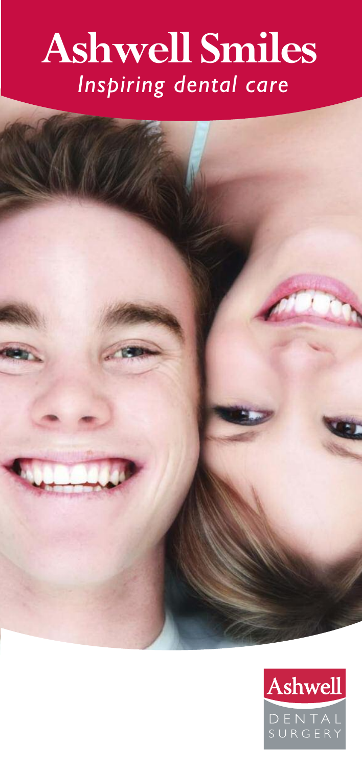# Ashwell Smiles

*Inspiring dental care*

Ashwell

DENTAL SURGERY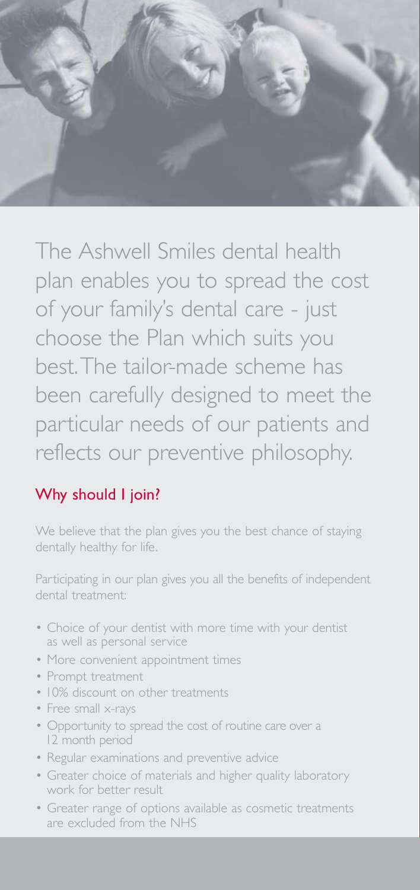The Ashwell Smiles dental health plan enables you to spread the cost of your family's dental care - just choose the Plan which suits you best. The tailor-made scheme has been carefully designed to meet the particular needs of our patients and reflects our preventive philosophy.

## Why should I join?

We believe that the plan gives you the best chance of staying dentally healthy for life.

Participating in our plan gives you all the benefits of independent dental treatment:

- Choice of your dentist with more time with your dentist as well as personal service
- More convenient appointment times
- Prompt treatment
- 10% discount on other treatments
- Free small x-rays
- Opportunity to spread the cost of routine care over a 12 month period
- Regular examinations and preventive advice
- Greater choice of materials and higher quality laboratory work for better result
- Greater range of options available as cosmetic treatments are excluded from the NHS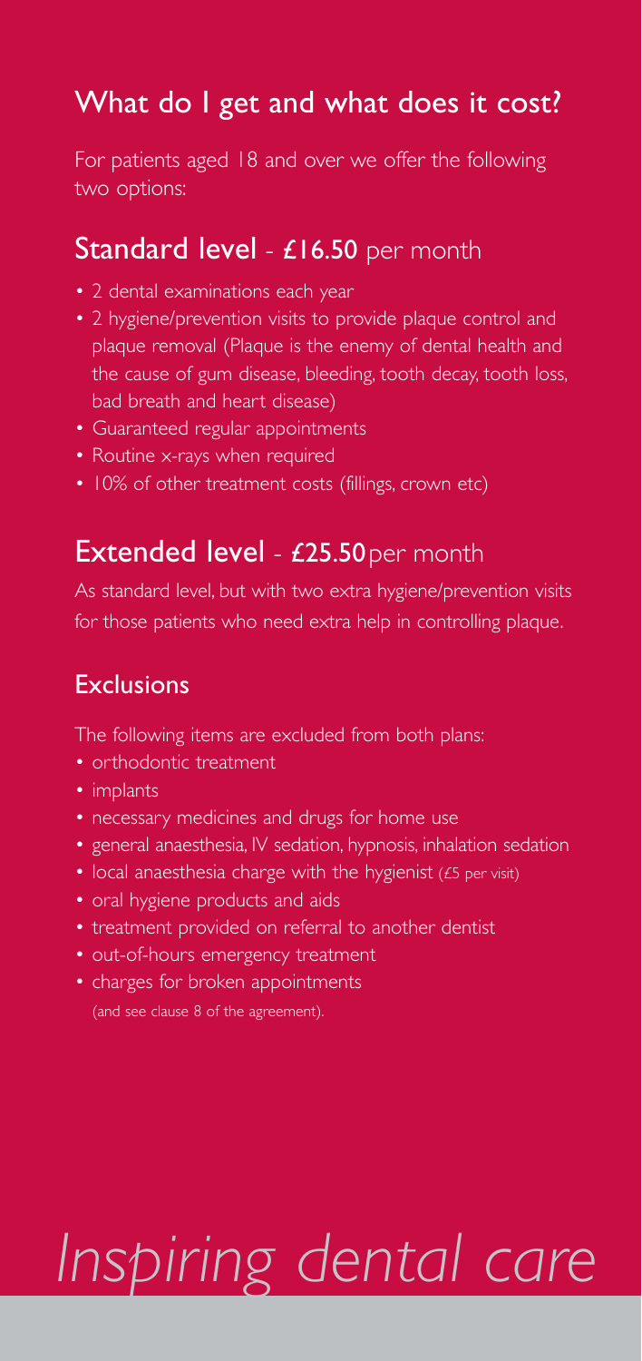## What do I get and what does it cost?

For patients aged 18 and over we offer the following two options:

## Standard level - £16.50 per month

- 2 dental examinations each year
- 2 hygiene/prevention visits to provide plaque control and plaque removal (Plaque is the enemy of dental health and the cause of gum disease, bleeding, tooth decay, tooth loss, bad breath and heart disease)
- Guaranteed regular appointments
- Routine x-rays when required
- 10% of other treatment costs (fillings, crown etc)

## Extended level - £25.50 per month

As standard level, but with two extra hygiene/prevention visits for those patients who need extra help in controlling plaque.

### Exclusions

The following items are excluded from both plans:

- orthodontic treatment
- implants
- necessary medicines and drugs for home use
- general anaesthesia, IV sedation, hypnosis, inhalation sedation
- local anaesthesia charge with the hygienist (£5 per visit)
- oral hygiene products and aids
- treatment provided on referral to another dentist
- out-of-hours emergency treatment
- charges for broken appointments

(and see clause 8 of the agreement).

*Inspiring dental care*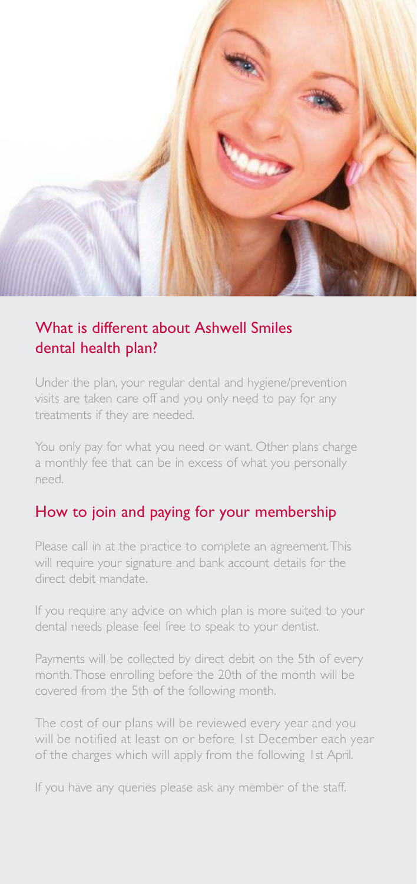## What is different about Ashwell Smiles dental health plan?

Under the plan, your regular dental and hygiene/prevention visits are taken care off and you only need to pay for any treatments if they are needed.

You only pay for what you need or want. Other plans charge a monthly fee that can be in excess of what you personally need.

## How to join and paying for your membership

Please call in at the practice to complete an agreement. This will require your signature and bank account details for the direct debit mandate.

If you require any advice on which plan is more suited to your dental needs please feel free to speak to your dentist.

Payments will be collected by direct debit on the 5th of every month. Those enrolling before the 20th of the month will be covered from the 5th of the following month.

The cost of our plans will be reviewed every year and you will be notified at least on or before 1st December each year of the charges which will apply from the following 1st April.

If you have any queries please ask any member of the staff.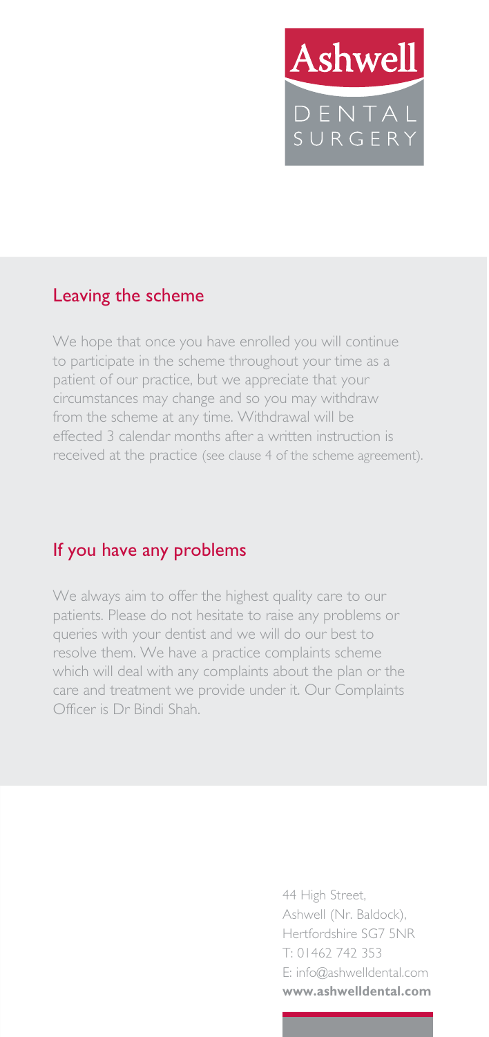Ashwell

DENTAL SURGERY

## Leaving the scheme

We hope that once you have enrolled you will continue to participate in the scheme throughout your time as a patient of our practice, but we appreciate that your circumstances may change and so you may withdraw from the scheme at any time. Withdrawal will be effected 3 calendar months after a written instruction is received at the practice (see clause 4 of the scheme agreement).

## If you have any problems

We always aim to offer the highest quality care to our patients. Please do not hesitate to raise any problems or queries with your dentist and we will do our best to resolve them. We have a practice complaints scheme which will deal with any complaints about the plan or the care and treatment we provide under it. Our Complaints Officer is Dr Bindi Shah.

44 High Street,
Ashwell (Nr. Baldock),
Hertfordshire SG7 5NR
T: 01462 742 353
E: info@ashwelldental.com
**www.ashwelldental.com**